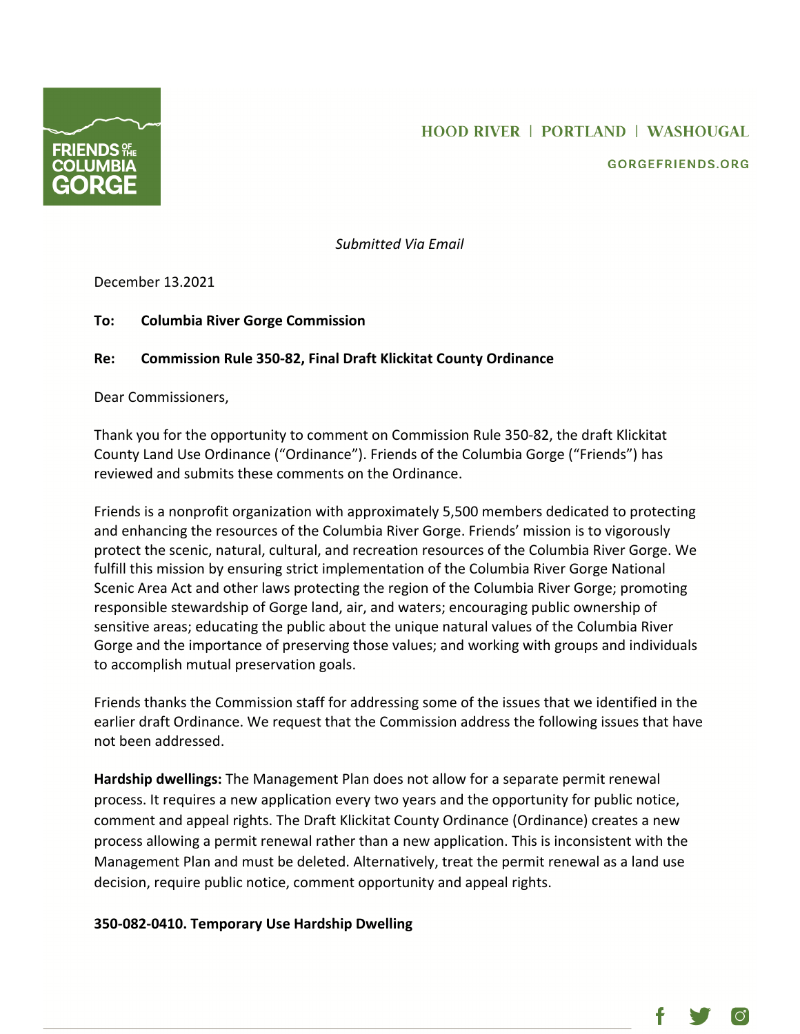FRIENDS OF THE COLUMBIA GORGE

HOOD RIVER | PORTLAND | WASHOUGAL

GORGEFRIENDS.ORG

*Submitted Via Email*

December 13.2021

**To: Columbia River Gorge Commission**

**Re: Commission Rule 350-82, Final Draft Klickitat County Ordinance**

Dear Commissioners,

Thank you for the opportunity to comment on Commission Rule 350-82, the draft Klickitat County Land Use Ordinance ("Ordinance"). Friends of the Columbia Gorge ("Friends") has reviewed and submits these comments on the Ordinance.

Friends is a nonprofit organization with approximately 5,500 members dedicated to protecting and enhancing the resources of the Columbia River Gorge. Friends' mission is to vigorously protect the scenic, natural, cultural, and recreation resources of the Columbia River Gorge. We fulfill this mission by ensuring strict implementation of the Columbia River Gorge National Scenic Area Act and other laws protecting the region of the Columbia River Gorge; promoting responsible stewardship of Gorge land, air, and waters; encouraging public ownership of sensitive areas; educating the public about the unique natural values of the Columbia River Gorge and the importance of preserving those values; and working with groups and individuals to accomplish mutual preservation goals.

Friends thanks the Commission staff for addressing some of the issues that we identified in the earlier draft Ordinance. We request that the Commission address the following issues that have not been addressed.

**Hardship dwellings:** The Management Plan does not allow for a separate permit renewal process. It requires a new application every two years and the opportunity for public notice, comment and appeal rights. The Draft Klickitat County Ordinance (Ordinance) creates a new process allowing a permit renewal rather than a new application. This is inconsistent with the Management Plan and must be deleted. Alternatively, treat the permit renewal as a land use decision, require public notice, comment opportunity and appeal rights.

**350-082-0410. Temporary Use Hardship Dwelling**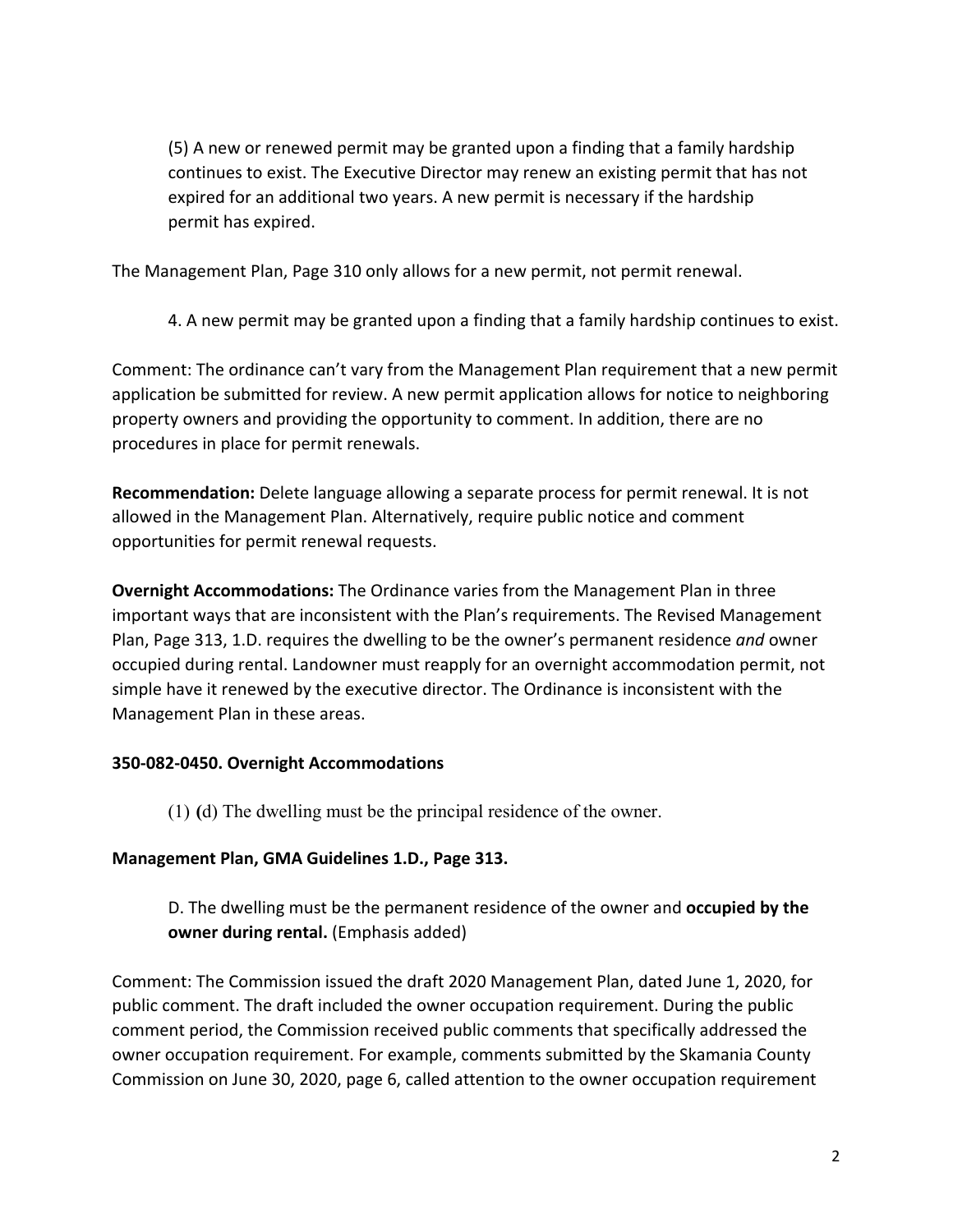> (5) A new or renewed permit may be granted upon a finding that a family hardship continues to exist. The Executive Director may renew an existing permit that has not expired for an additional two years. A new permit is necessary if the hardship permit has expired.

The Management Plan, Page 310 only allows for a new permit, not permit renewal.

> 4. A new permit may be granted upon a finding that a family hardship continues to exist.

Comment: The ordinance can't vary from the Management Plan requirement that a new permit application be submitted for review. A new permit application allows for notice to neighboring property owners and providing the opportunity to comment. In addition, there are no procedures in place for permit renewals.

**Recommendation:** Delete language allowing a separate process for permit renewal. It is not allowed in the Management Plan. Alternatively, require public notice and comment opportunities for permit renewal requests.

**Overnight Accommodations:** The Ordinance varies from the Management Plan in three important ways that are inconsistent with the Plan's requirements. The Revised Management Plan, Page 313, 1.D. requires the dwelling to be the owner's permanent residence *and* owner occupied during rental. Landowner must reapply for an overnight accommodation permit, not simple have it renewed by the executive director. The Ordinance is inconsistent with the Management Plan in these areas.

**350-082-0450. Overnight Accommodations**

> (1) **(**d) The dwelling must be the principal residence of the owner.

**Management Plan, GMA Guidelines 1.D., Page 313.**

> D. The dwelling must be the permanent residence of the owner and **occupied by the owner during rental.** (Emphasis added)

Comment: The Commission issued the draft 2020 Management Plan, dated June 1, 2020, for public comment. The draft included the owner occupation requirement. During the public comment period, the Commission received public comments that specifically addressed the owner occupation requirement. For example, comments submitted by the Skamania County Commission on June 30, 2020, page 6, called attention to the owner occupation requirement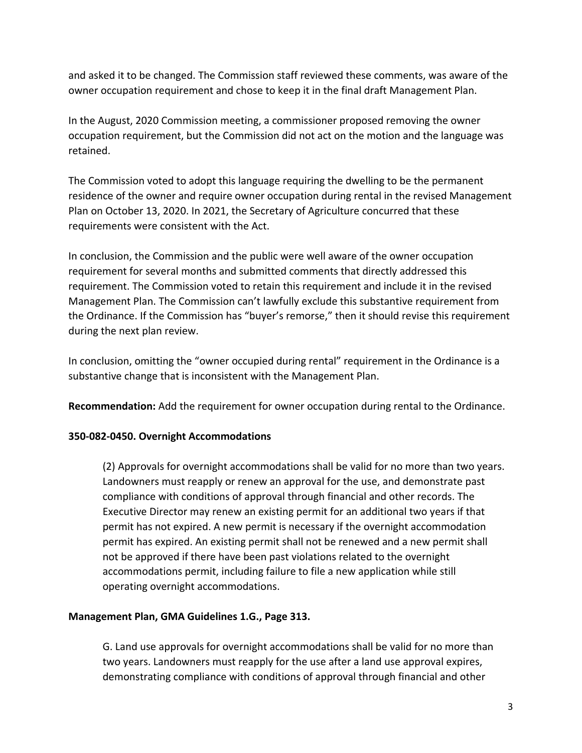and asked it to be changed. The Commission staff reviewed these comments, was aware of the owner occupation requirement and chose to keep it in the final draft Management Plan.

In the August, 2020 Commission meeting, a commissioner proposed removing the owner occupation requirement, but the Commission did not act on the motion and the language was retained.

The Commission voted to adopt this language requiring the dwelling to be the permanent residence of the owner and require owner occupation during rental in the revised Management Plan on October 13, 2020. In 2021, the Secretary of Agriculture concurred that these requirements were consistent with the Act.

In conclusion, the Commission and the public were well aware of the owner occupation requirement for several months and submitted comments that directly addressed this requirement. The Commission voted to retain this requirement and include it in the revised Management Plan. The Commission can't lawfully exclude this substantive requirement from the Ordinance. If the Commission has "buyer's remorse," then it should revise this requirement during the next plan review.

In conclusion, omitting the "owner occupied during rental" requirement in the Ordinance is a substantive change that is inconsistent with the Management Plan.

**Recommendation:** Add the requirement for owner occupation during rental to the Ordinance.

**350-082-0450. Overnight Accommodations**

> (2) Approvals for overnight accommodations shall be valid for no more than two years. Landowners must reapply or renew an approval for the use, and demonstrate past compliance with conditions of approval through financial and other records. The Executive Director may renew an existing permit for an additional two years if that permit has not expired. A new permit is necessary if the overnight accommodation permit has expired. An existing permit shall not be renewed and a new permit shall not be approved if there have been past violations related to the overnight accommodations permit, including failure to file a new application while still operating overnight accommodations.

**Management Plan, GMA Guidelines 1.G., Page 313.**

> G. Land use approvals for overnight accommodations shall be valid for no more than two years. Landowners must reapply for the use after a land use approval expires, demonstrating compliance with conditions of approval through financial and other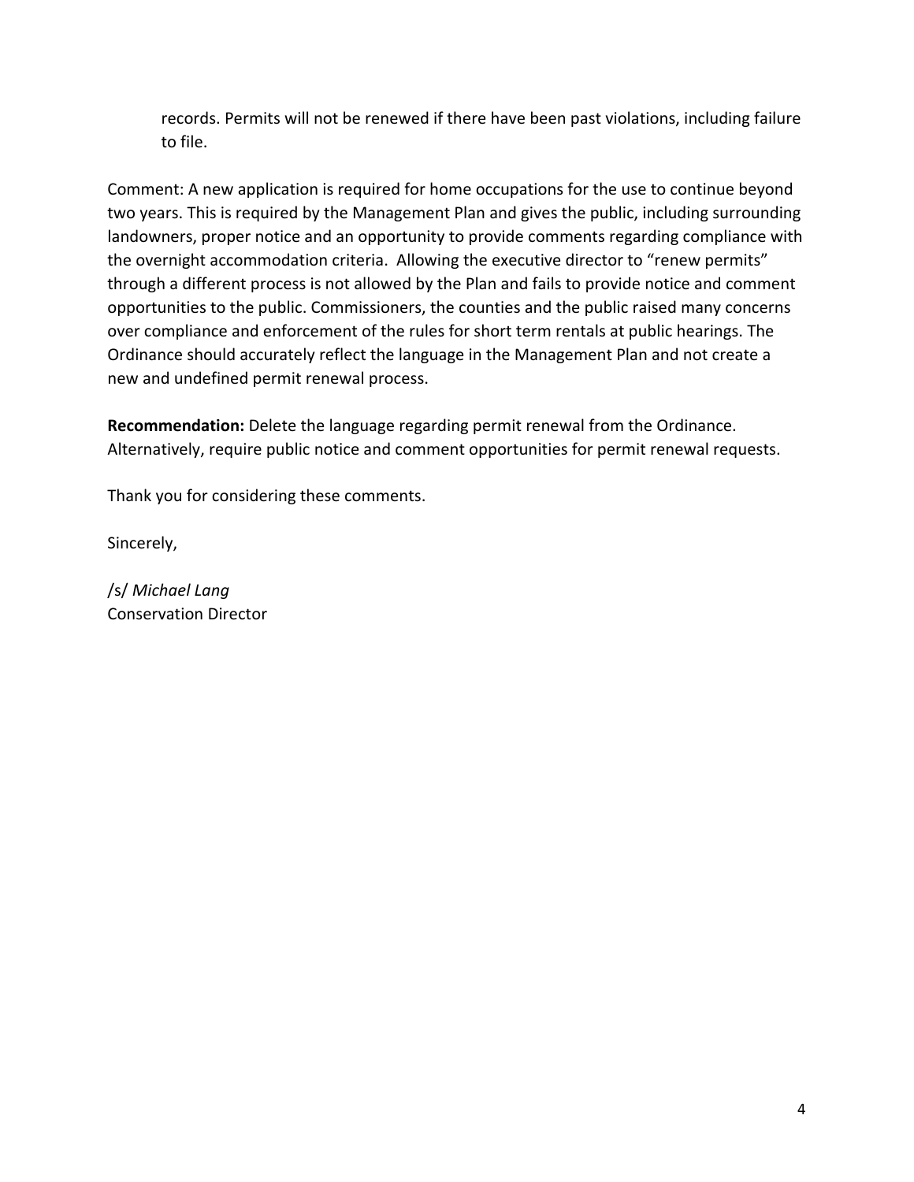> records. Permits will not be renewed if there have been past violations, including failure to file.

Comment: A new application is required for home occupations for the use to continue beyond two years. This is required by the Management Plan and gives the public, including surrounding landowners, proper notice and an opportunity to provide comments regarding compliance with the overnight accommodation criteria. Allowing the executive director to "renew permits" through a different process is not allowed by the Plan and fails to provide notice and comment opportunities to the public. Commissioners, the counties and the public raised many concerns over compliance and enforcement of the rules for short term rentals at public hearings. The Ordinance should accurately reflect the language in the Management Plan and not create a new and undefined permit renewal process.

**Recommendation:** Delete the language regarding permit renewal from the Ordinance. Alternatively, require public notice and comment opportunities for permit renewal requests.

Thank you for considering these comments.

Sincerely,

/s/ *Michael Lang*
Conservation Director